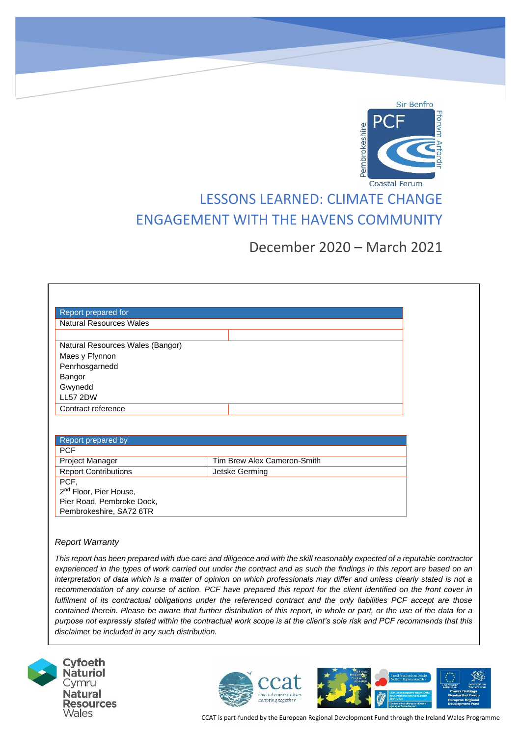# LESSONS LEARNED: CLIMATE CHANGE ENGAGEMENT WITH THE HAVENS COMMUNITY

## December 2020 – March 2021

| Report prepared for | |
|---|---|
| Natural Resources Wales | |
| | |
| Natural Resources Wales (Bangor)<br>Maes y Ffynnon<br>Penrhosgarnedd<br>Bangor<br>Gwynedd<br>LL57 2DW | |
| Contract reference | |

| Report prepared by | |
|---|---|
| PCF | |
| Project Manager | Tim Brew Alex Cameron-Smith |
| Report Contributions | Jetske Germing |
| PCF,<br>2nd Floor, Pier House,<br>Pier Road, Pembroke Dock,<br>Pembrokeshire, SA72 6TR | |

*Report Warranty*

*This report has been prepared with due care and diligence and with the skill reasonably expected of a reputable contractor experienced in the types of work carried out under the contract and as such the findings in this report are based on an interpretation of data which is a matter of opinion on which professionals may differ and unless clearly stated is not a recommendation of any course of action. PCF have prepared this report for the client identified on the front cover in fulfilment of its contractual obligations under the referenced contract and the only liabilities PCF accept are those contained therein. Please be aware that further distribution of this report, in whole or part, or the use of the data for a purpose not expressly stated within the contractual work scope is at the client's sole risk and PCF recommends that this disclaimer be included in any such distribution.*

CCAT is part-funded by the European Regional Development Fund through the Ireland Wales Programme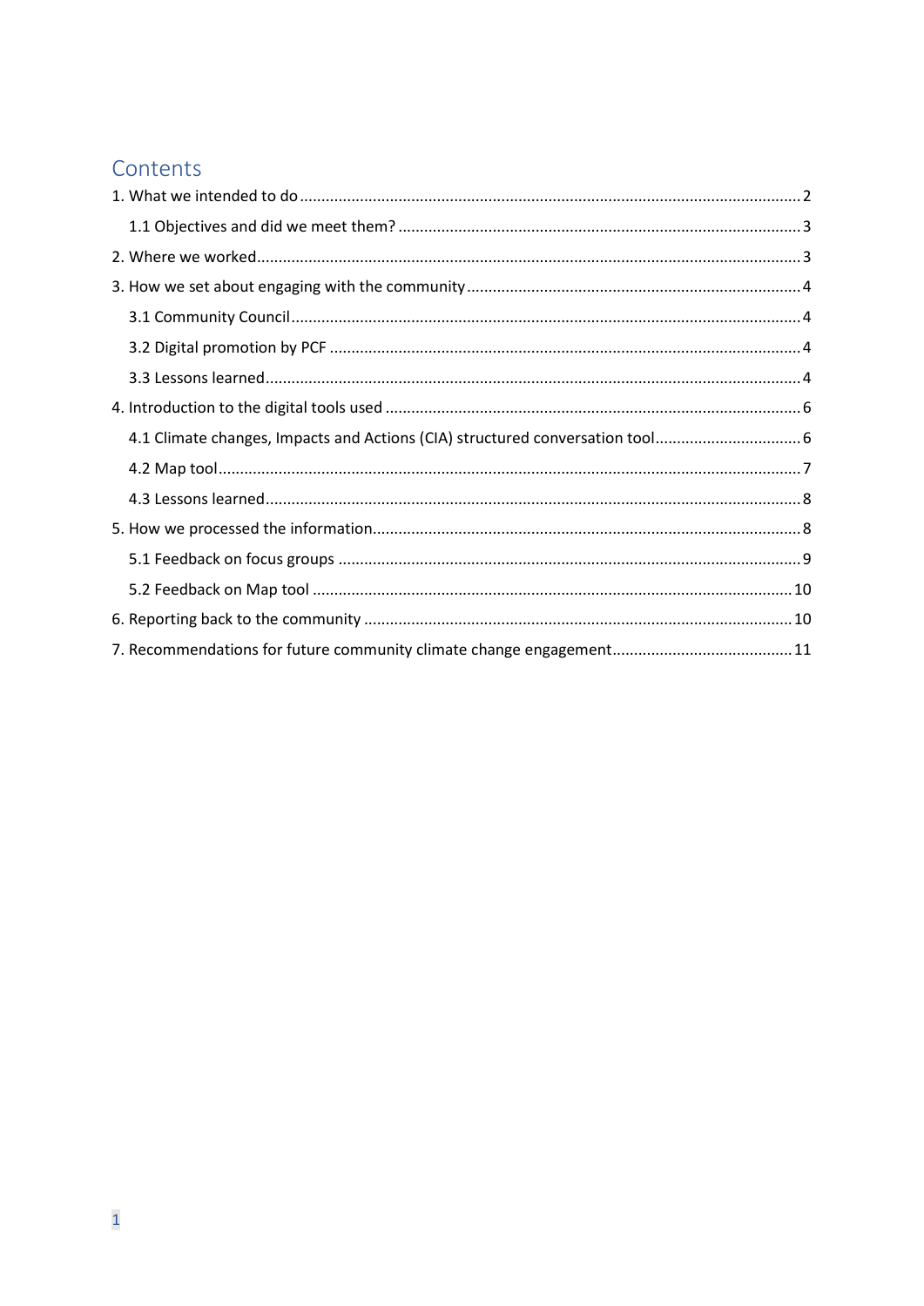# Contents

1. What we intended to do .................................................................................................................... 2
   - 1.1 Objectives and did we meet them? ............................................................................................ 3
2. Where we worked ............................................................................................................................ 3
3. How we set about engaging with the community ............................................................................ 4
   - 3.1 Community Council ..................................................................................................................... 4
   - 3.2 Digital promotion by PCF ............................................................................................................ 4
   - 3.3 Lessons learned .......................................................................................................................... 4
4. Introduction to the digital tools used ................................................................................................ 6
   - 4.1 Climate changes, Impacts and Actions (CIA) structured conversation tool ................................ 6
   - 4.2 Map tool ...................................................................................................................................... 7
   - 4.3 Lessons learned .......................................................................................................................... 8
5. How we processed the information .................................................................................................. 8
   - 5.1 Feedback on focus groups .......................................................................................................... 9
   - 5.2 Feedback on Map tool .............................................................................................................. 10
6. Reporting back to the community .................................................................................................. 10
7. Recommendations for future community climate change engagement .......................................... 11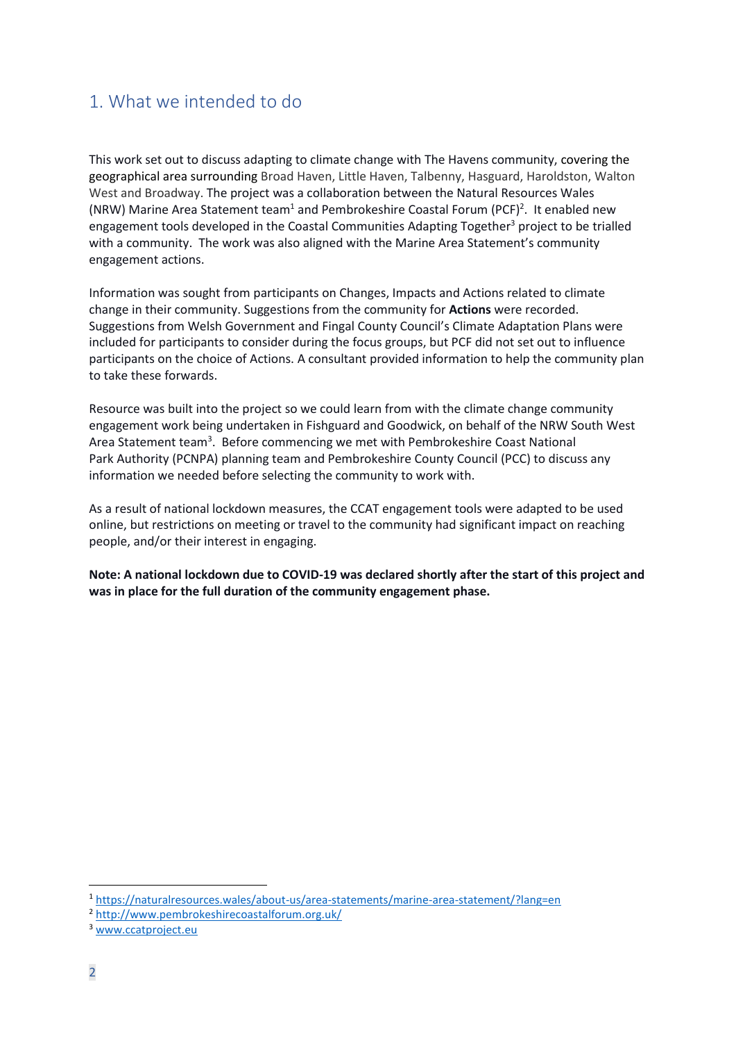## 1. What we intended to do

This work set out to discuss adapting to climate change with The Havens community, covering the geographical area surrounding Broad Haven, Little Haven, Talbenny, Hasguard, Haroldston, Walton West and Broadway. The project was a collaboration between the Natural Resources Wales (NRW) Marine Area Statement team[1] and Pembrokeshire Coastal Forum (PCF)[2]. It enabled new engagement tools developed in the Coastal Communities Adapting Together[3] project to be trialled with a community. The work was also aligned with the Marine Area Statement's community engagement actions.

Information was sought from participants on Changes, Impacts and Actions related to climate change in their community. Suggestions from the community for **Actions** were recorded. Suggestions from Welsh Government and Fingal County Council's Climate Adaptation Plans were included for participants to consider during the focus groups, but PCF did not set out to influence participants on the choice of Actions. A consultant provided information to help the community plan to take these forwards.

Resource was built into the project so we could learn from with the climate change community engagement work being undertaken in Fishguard and Goodwick, on behalf of the NRW South West Area Statement team[3]. Before commencing we met with Pembrokeshire Coast National Park Authority (PCNPA) planning team and Pembrokeshire County Council (PCC) to discuss any information we needed before selecting the community to work with.

As a result of national lockdown measures, the CCAT engagement tools were adapted to be used online, but restrictions on meeting or travel to the community had significant impact on reaching people, and/or their interest in engaging.

**Note: A national lockdown due to COVID-19 was declared shortly after the start of this project and was in place for the full duration of the community engagement phase.**

[1] https://naturalresources.wales/about-us/area-statements/marine-area-statement/?lang=en

[2] http://www.pembrokeshirecoastalforum.org.uk/

[3] www.ccatproject.eu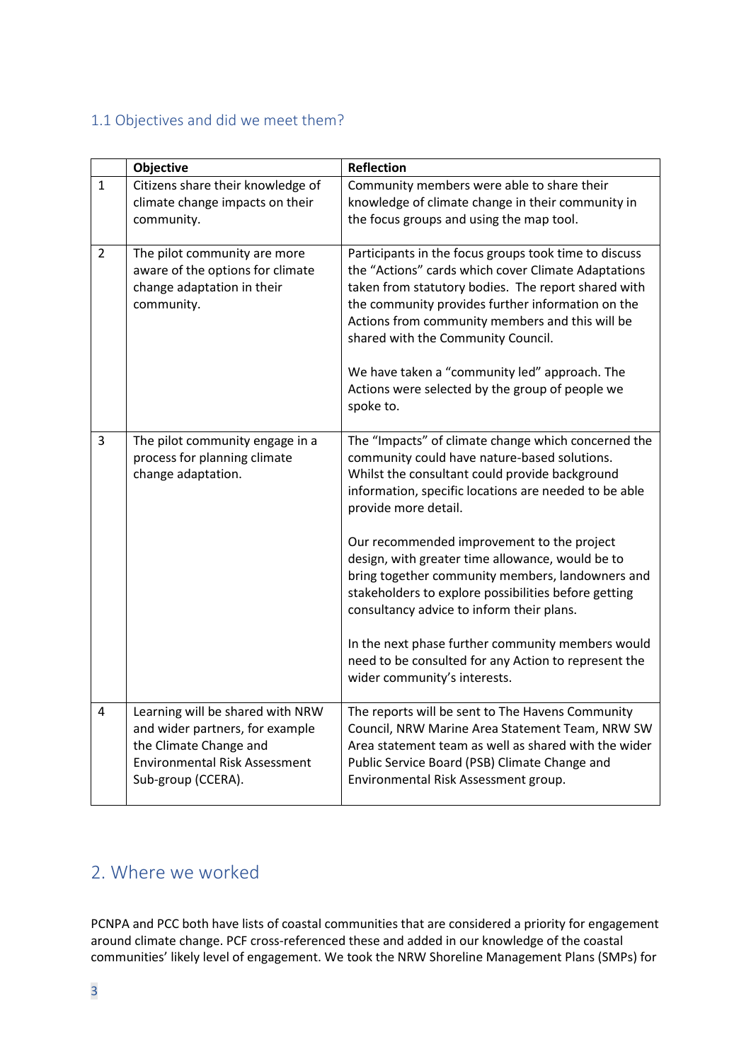### 1.1 Objectives and did we meet them?

| | Objective | Reflection |
|---|---|---|
| 1 | Citizens share their knowledge of climate change impacts on their community. | Community members were able to share their knowledge of climate change in their community in the focus groups and using the map tool. |
| 2 | The pilot community are more aware of the options for climate change adaptation in their community. | Participants in the focus groups took time to discuss the "Actions" cards which cover Climate Adaptations taken from statutory bodies. The report shared with the community provides further information on the Actions from community members and this will be shared with the Community Council.<br><br>We have taken a "community led" approach. The Actions were selected by the group of people we spoke to. |
| 3 | The pilot community engage in a process for planning climate change adaptation. | The "Impacts" of climate change which concerned the community could have nature-based solutions. Whilst the consultant could provide background information, specific locations are needed to be able provide more detail.<br><br>Our recommended improvement to the project design, with greater time allowance, would be to bring together community members, landowners and stakeholders to explore possibilities before getting consultancy advice to inform their plans.<br><br>In the next phase further community members would need to be consulted for any Action to represent the wider community's interests. |
| 4 | Learning will be shared with NRW and wider partners, for example the Climate Change and Environmental Risk Assessment Sub-group (CCERA). | The reports will be sent to The Havens Community Council, NRW Marine Area Statement Team, NRW SW Area statement team as well as shared with the wider Public Service Board (PSB) Climate Change and Environmental Risk Assessment group. |

## 2. Where we worked

PCNPA and PCC both have lists of coastal communities that are considered a priority for engagement around climate change. PCF cross-referenced these and added in our knowledge of the coastal communities' likely level of engagement. We took the NRW Shoreline Management Plans (SMPs) for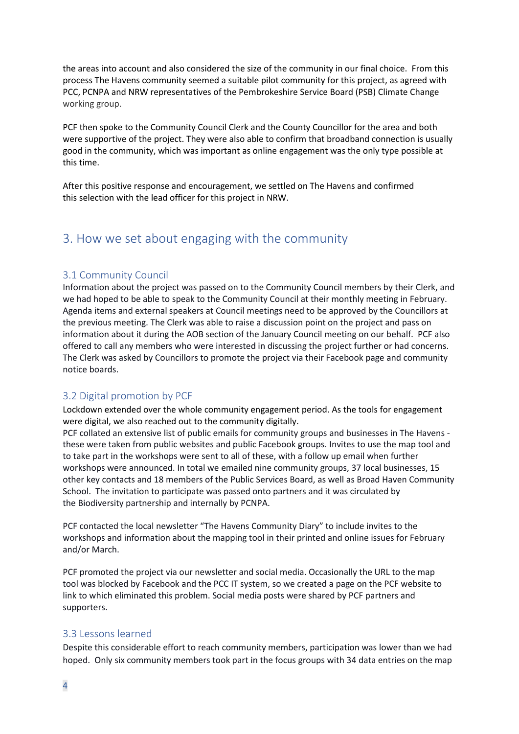the areas into account and also considered the size of the community in our final choice. From this process The Havens community seemed a suitable pilot community for this project, as agreed with PCC, PCNPA and NRW representatives of the Pembrokeshire Service Board (PSB) Climate Change working group.

PCF then spoke to the Community Council Clerk and the County Councillor for the area and both were supportive of the project. They were also able to confirm that broadband connection is usually good in the community, which was important as online engagement was the only type possible at this time.

After this positive response and encouragement, we settled on The Havens and confirmed this selection with the lead officer for this project in NRW.

# 3. How we set about engaging with the community

## 3.1 Community Council

Information about the project was passed on to the Community Council members by their Clerk, and we had hoped to be able to speak to the Community Council at their monthly meeting in February. Agenda items and external speakers at Council meetings need to be approved by the Councillors at the previous meeting. The Clerk was able to raise a discussion point on the project and pass on information about it during the AOB section of the January Council meeting on our behalf. PCF also offered to call any members who were interested in discussing the project further or had concerns. The Clerk was asked by Councillors to promote the project via their Facebook page and community notice boards.

## 3.2 Digital promotion by PCF

Lockdown extended over the whole community engagement period. As the tools for engagement were digital, we also reached out to the community digitally.

PCF collated an extensive list of public emails for community groups and businesses in The Havens - these were taken from public websites and public Facebook groups. Invites to use the map tool and to take part in the workshops were sent to all of these, with a follow up email when further workshops were announced. In total we emailed nine community groups, 37 local businesses, 15 other key contacts and 18 members of the Public Services Board, as well as Broad Haven Community School. The invitation to participate was passed onto partners and it was circulated by the Biodiversity partnership and internally by PCNPA.

PCF contacted the local newsletter "The Havens Community Diary" to include invites to the workshops and information about the mapping tool in their printed and online issues for February and/or March.

PCF promoted the project via our newsletter and social media. Occasionally the URL to the map tool was blocked by Facebook and the PCC IT system, so we created a page on the PCF website to link to which eliminated this problem. Social media posts were shared by PCF partners and supporters.

## 3.3 Lessons learned

Despite this considerable effort to reach community members, participation was lower than we had hoped. Only six community members took part in the focus groups with 34 data entries on the map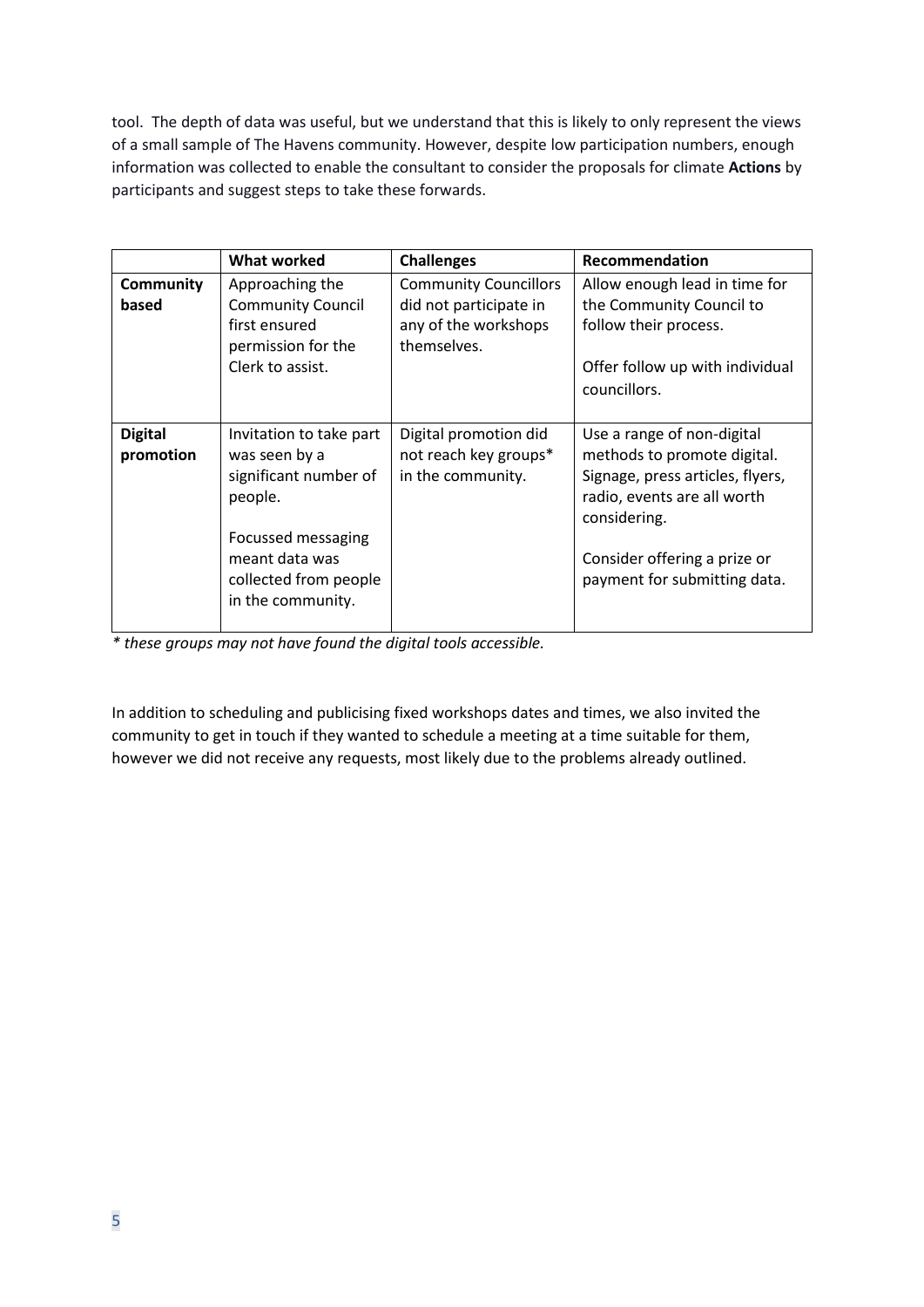tool. The depth of data was useful, but we understand that this is likely to only represent the views of a small sample of The Havens community. However, despite low participation numbers, enough information was collected to enable the consultant to consider the proposals for climate **Actions** by participants and suggest steps to take these forwards.

| | What worked | Challenges | Recommendation |
|---|---|---|---|
| **Community based** | Approaching the Community Council first ensured permission for the Clerk to assist. | Community Councillors did not participate in any of the workshops themselves. | Allow enough lead in time for the Community Council to follow their process.<br><br>Offer follow up with individual councillors. |
| **Digital promotion** | Invitation to take part was seen by a significant number of people.<br><br>Focussed messaging meant data was collected from people in the community. | Digital promotion did not reach key groups* in the community. | Use a range of non-digital methods to promote digital. Signage, press articles, flyers, radio, events are all worth considering.<br><br>Consider offering a prize or payment for submitting data. |

*\* these groups may not have found the digital tools accessible.*

In addition to scheduling and publicising fixed workshops dates and times, we also invited the community to get in touch if they wanted to schedule a meeting at a time suitable for them, however we did not receive any requests, most likely due to the problems already outlined.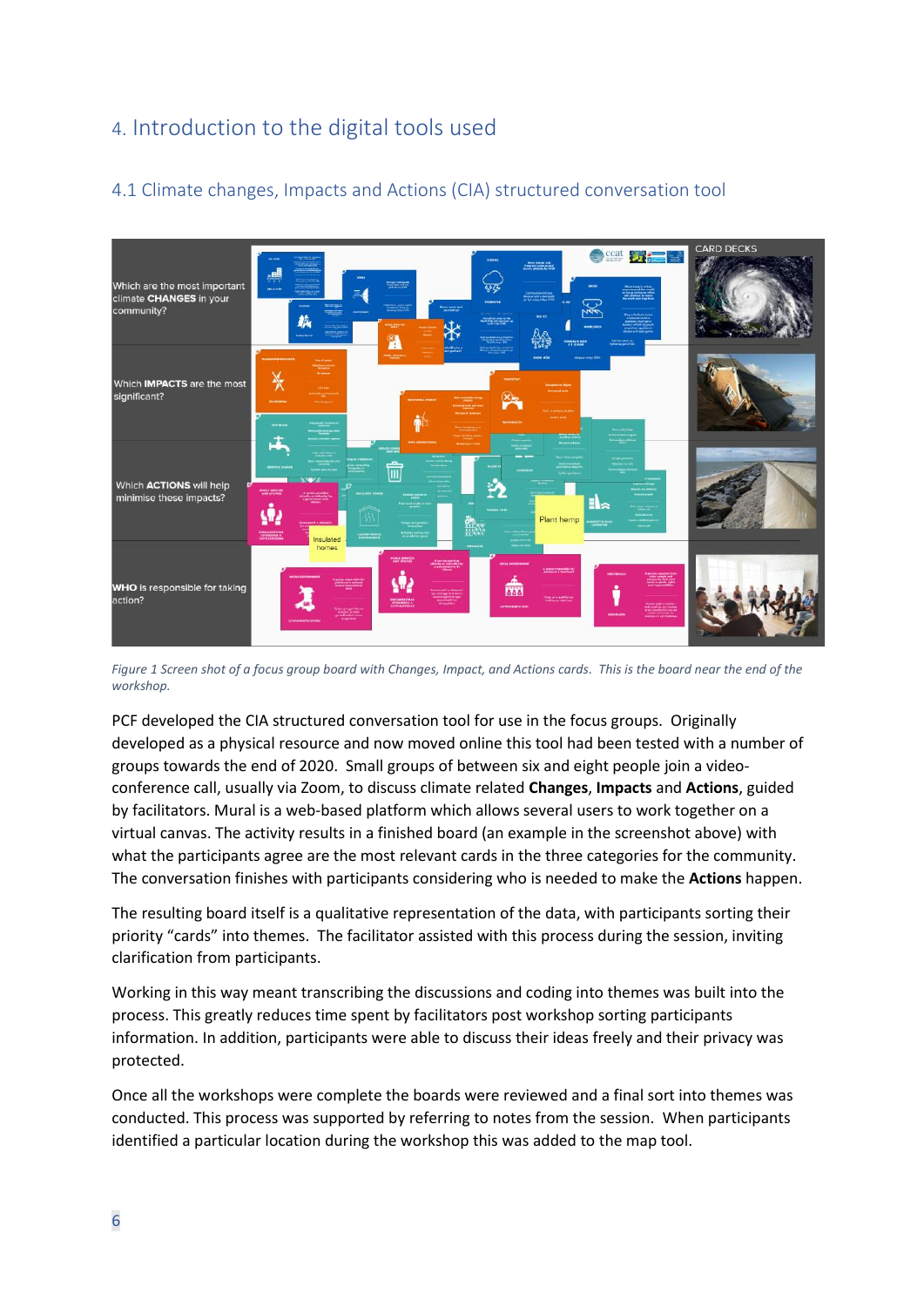# 4. Introduction to the digital tools used

## 4.1 Climate changes, Impacts and Actions (CIA) structured conversation tool

*Figure 1 Screen shot of a focus group board with Changes, Impact, and Actions cards. This is the board near the end of the workshop.*

PCF developed the CIA structured conversation tool for use in the focus groups. Originally developed as a physical resource and now moved online this tool had been tested with a number of groups towards the end of 2020. Small groups of between six and eight people join a video-conference call, usually via Zoom, to discuss climate related **Changes**, **Impacts** and **Actions**, guided by facilitators. Mural is a web-based platform which allows several users to work together on a virtual canvas. The activity results in a finished board (an example in the screenshot above) with what the participants agree are the most relevant cards in the three categories for the community. The conversation finishes with participants considering who is needed to make the **Actions** happen.

The resulting board itself is a qualitative representation of the data, with participants sorting their priority "cards" into themes. The facilitator assisted with this process during the session, inviting clarification from participants.

Working in this way meant transcribing the discussions and coding into themes was built into the process. This greatly reduces time spent by facilitators post workshop sorting participants information. In addition, participants were able to discuss their ideas freely and their privacy was protected.

Once all the workshops were complete the boards were reviewed and a final sort into themes was conducted. This process was supported by referring to notes from the session. When participants identified a particular location during the workshop this was added to the map tool.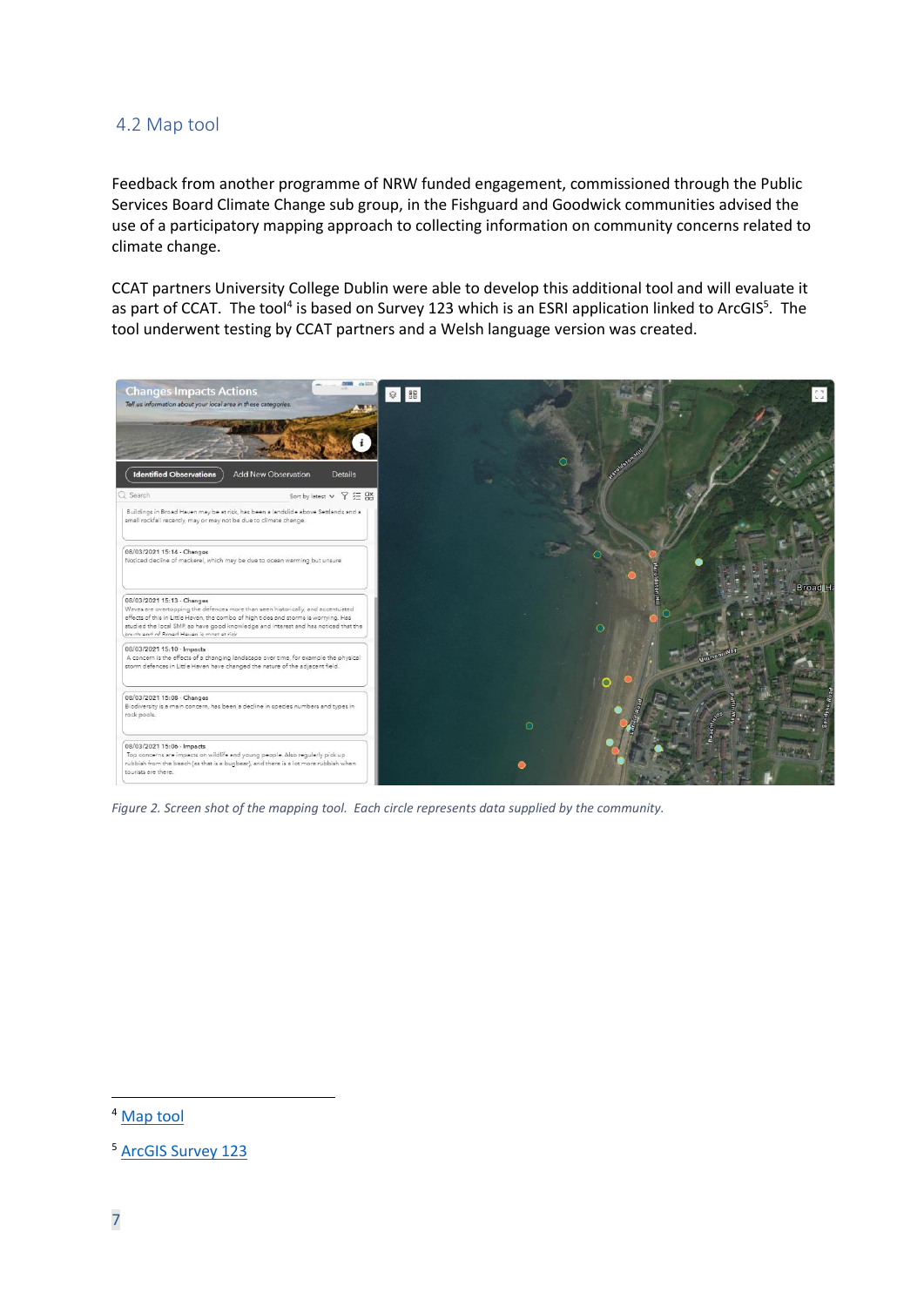## 4.2 Map tool

Feedback from another programme of NRW funded engagement, commissioned through the Public Services Board Climate Change sub group, in the Fishguard and Goodwick communities advised the use of a participatory mapping approach to collecting information on community concerns related to climate change.

CCAT partners University College Dublin were able to develop this additional tool and will evaluate it as part of CCAT. The tool[4] is based on Survey 123 which is an ESRI application linked to ArcGIS[5]. The tool underwent testing by CCAT partners and a Welsh language version was created.

*Figure 2. Screen shot of the mapping tool. Each circle represents data supplied by the community.*

---

[4] Map tool

[5] ArcGIS Survey 123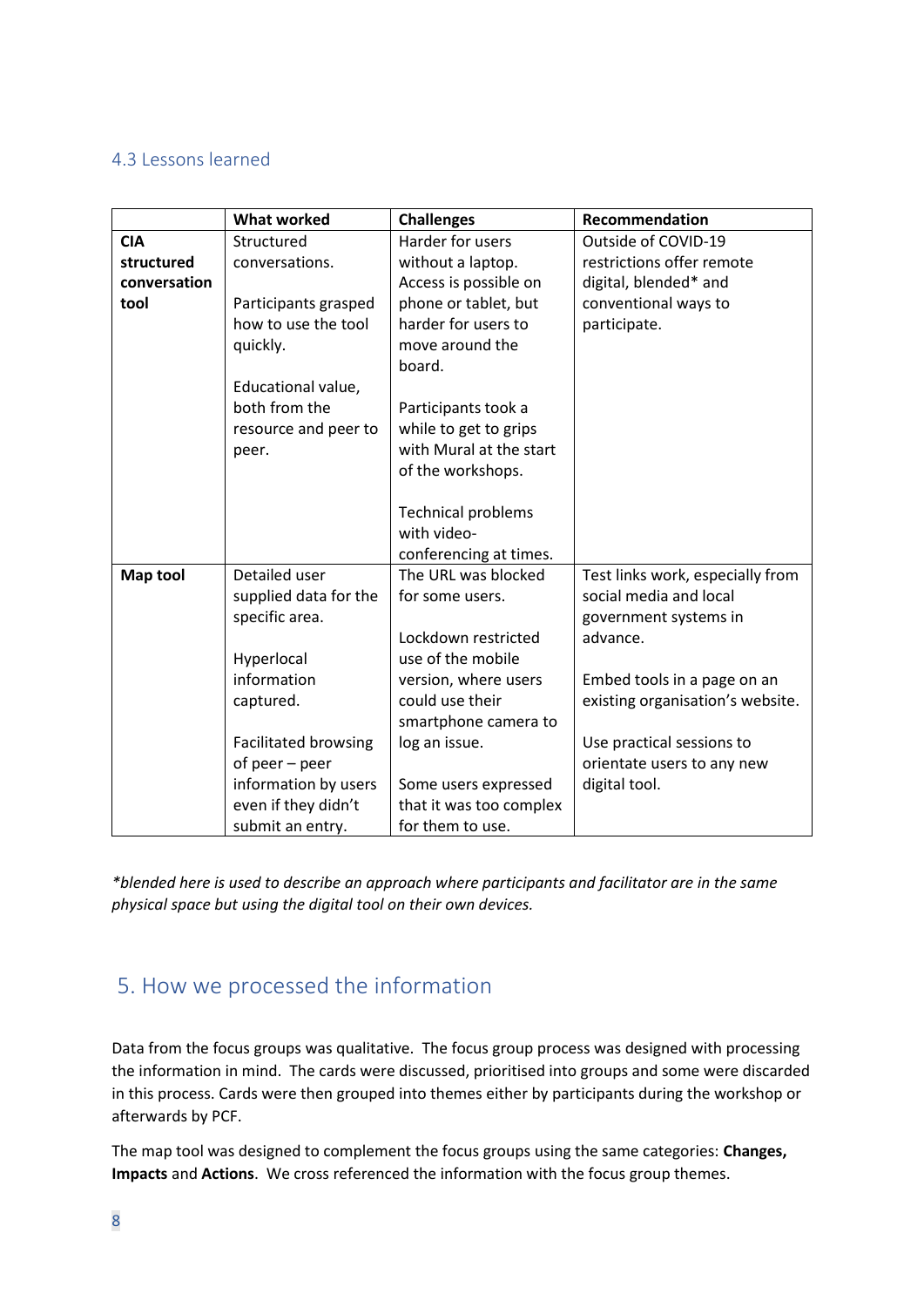### 4.3 Lessons learned

| | What worked | Challenges | Recommendation |
|---|---|---|---|
| **CIA structured conversation tool** | Structured conversations.<br><br>Participants grasped how to use the tool quickly.<br><br>Educational value, both from the resource and peer to peer. | Harder for users without a laptop. Access is possible on phone or tablet, but harder for users to move around the board.<br><br>Participants took a while to get to grips with Mural at the start of the workshops.<br><br>Technical problems with video-conferencing at times. | Outside of COVID-19 restrictions offer remote digital, blended* and conventional ways to participate. |
| **Map tool** | Detailed user supplied data for the specific area.<br><br>Hyperlocal information captured.<br><br>Facilitated browsing of peer – peer information by users even if they didn't submit an entry. | The URL was blocked for some users.<br><br>Lockdown restricted use of the mobile version, where users could use their smartphone camera to log an issue.<br><br>Some users expressed that it was too complex for them to use. | Test links work, especially from social media and local government systems in advance.<br><br>Embed tools in a page on an existing organisation's website.<br><br>Use practical sessions to orientate users to any new digital tool. |

*\*blended here is used to describe an approach where participants and facilitator are in the same physical space but using the digital tool on their own devices.*

## 5. How we processed the information

Data from the focus groups was qualitative. The focus group process was designed with processing the information in mind. The cards were discussed, prioritised into groups and some were discarded in this process. Cards were then grouped into themes either by participants during the workshop or afterwards by PCF.

The map tool was designed to complement the focus groups using the same categories: **Changes, Impacts** and **Actions**. We cross referenced the information with the focus group themes.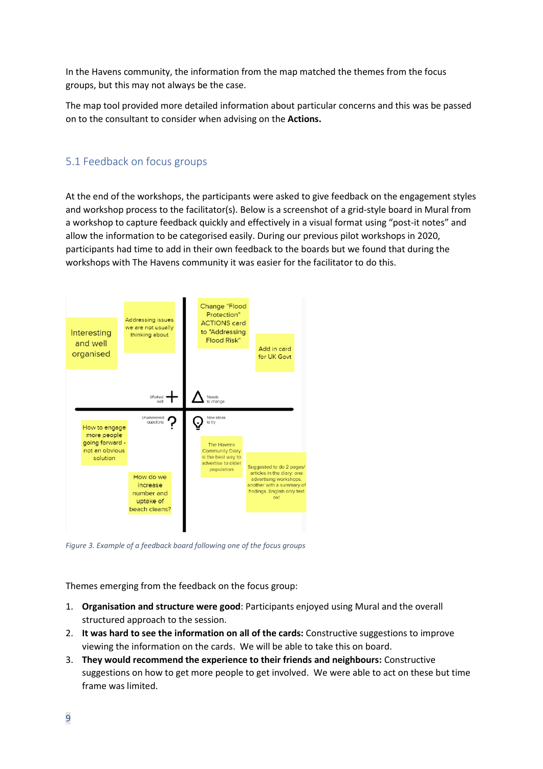In the Havens community, the information from the map matched the themes from the focus groups, but this may not always be the case.

The map tool provided more detailed information about particular concerns and this was be passed on to the consultant to consider when advising on the **Actions.**

## 5.1 Feedback on focus groups

At the end of the workshops, the participants were asked to give feedback on the engagement styles and workshop process to the facilitator(s). Below is a screenshot of a grid-style board in Mural from a workshop to capture feedback quickly and effectively in a visual format using "post-it notes" and allow the information to be categorised easily. During our previous pilot workshops in 2020, participants had time to add in their own feedback to the boards but we found that during the workshops with The Havens community it was easier for the facilitator to do this.

*Figure 3. Example of a feedback board following one of the focus groups*

Themes emerging from the feedback on the focus group:

1. **Organisation and structure were good**: Participants enjoyed using Mural and the overall structured approach to the session.
2. **It was hard to see the information on all of the cards:** Constructive suggestions to improve viewing the information on the cards. We will be able to take this on board.
3. **They would recommend the experience to their friends and neighbours:** Constructive suggestions on how to get more people to get involved. We were able to act on these but time frame was limited.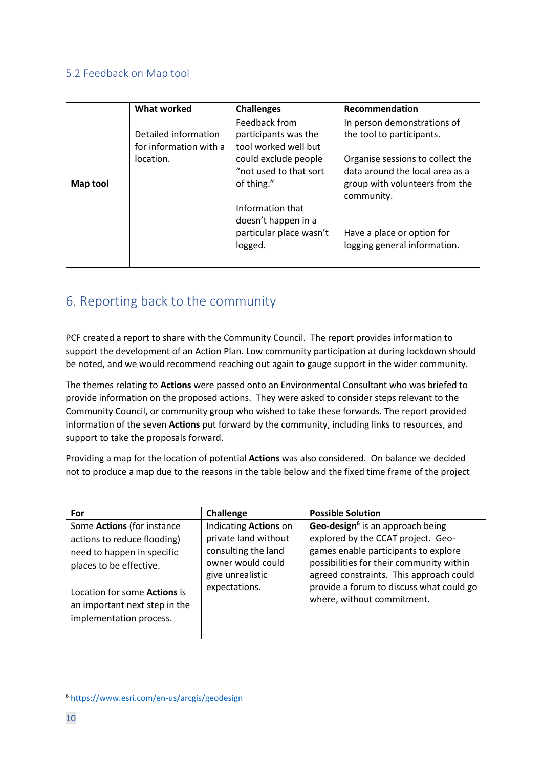### 5.2 Feedback on Map tool

| | What worked | Challenges | Recommendation |
|---|---|---|---|
| **Map tool** | Detailed information for information with a location. | Feedback from participants was the tool worked well but could exclude people "not used to that sort of thing."<br><br>Information that doesn't happen in a particular place wasn't logged. | In person demonstrations of the tool to participants.<br><br>Organise sessions to collect the data around the local area as a group with volunteers from the community.<br><br>Have a place or option for logging general information. |

## 6. Reporting back to the community

PCF created a report to share with the Community Council. The report provides information to support the development of an Action Plan. Low community participation at during lockdown should be noted, and we would recommend reaching out again to gauge support in the wider community.

The themes relating to **Actions** were passed onto an Environmental Consultant who was briefed to provide information on the proposed actions. They were asked to consider steps relevant to the Community Council, or community group who wished to take these forwards. The report provided information of the seven **Actions** put forward by the community, including links to resources, and support to take the proposals forward.

Providing a map for the location of potential **Actions** was also considered. On balance we decided not to produce a map due to the reasons in the table below and the fixed time frame of the project

| For | Challenge | Possible Solution |
|---|---|---|
| Some **Actions** (for instance actions to reduce flooding) need to happen in specific places to be effective.<br><br>Location for some **Actions** is an important next step in the implementation process. | Indicating **Actions** on private land without consulting the land owner would could give unrealistic expectations. | **Geo-design**[6] is an approach being explored by the CCAT project. Geo-games enable participants to explore possibilities for their community within agreed constraints. This approach could provide a forum to discuss what could go where, without commitment. |

[6] https://www.esri.com/en-us/arcgis/geodesign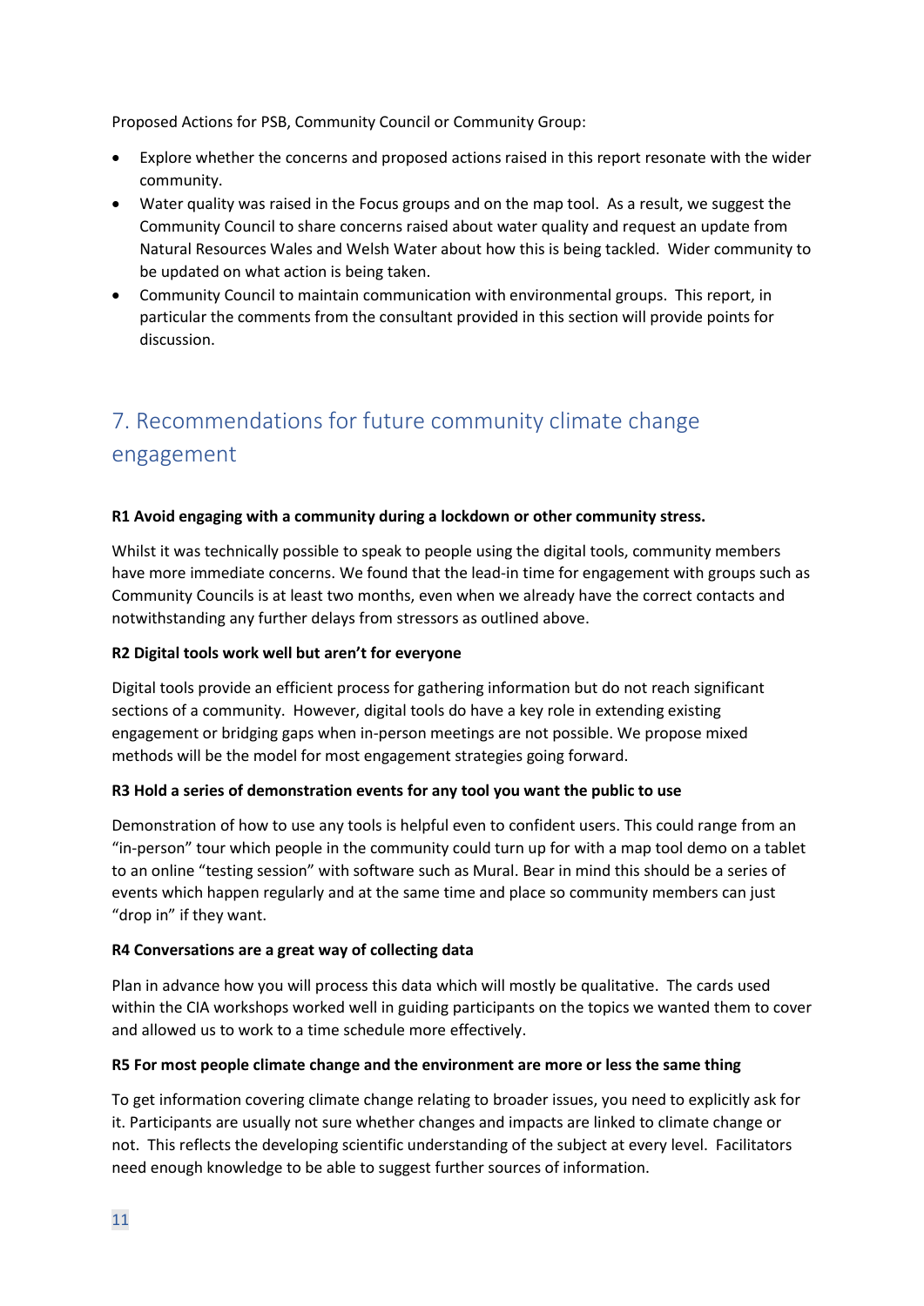Proposed Actions for PSB, Community Council or Community Group:

- Explore whether the concerns and proposed actions raised in this report resonate with the wider community.
- Water quality was raised in the Focus groups and on the map tool. As a result, we suggest the Community Council to share concerns raised about water quality and request an update from Natural Resources Wales and Welsh Water about how this is being tackled. Wider community to be updated on what action is being taken.
- Community Council to maintain communication with environmental groups. This report, in particular the comments from the consultant provided in this section will provide points for discussion.

## 7. Recommendations for future community climate change engagement

**R1 Avoid engaging with a community during a lockdown or other community stress.**

Whilst it was technically possible to speak to people using the digital tools, community members have more immediate concerns. We found that the lead-in time for engagement with groups such as Community Councils is at least two months, even when we already have the correct contacts and notwithstanding any further delays from stressors as outlined above.

**R2 Digital tools work well but aren't for everyone**

Digital tools provide an efficient process for gathering information but do not reach significant sections of a community. However, digital tools do have a key role in extending existing engagement or bridging gaps when in-person meetings are not possible. We propose mixed methods will be the model for most engagement strategies going forward.

**R3 Hold a series of demonstration events for any tool you want the public to use**

Demonstration of how to use any tools is helpful even to confident users. This could range from an "in-person" tour which people in the community could turn up for with a map tool demo on a tablet to an online "testing session" with software such as Mural. Bear in mind this should be a series of events which happen regularly and at the same time and place so community members can just "drop in" if they want.

**R4 Conversations are a great way of collecting data**

Plan in advance how you will process this data which will mostly be qualitative. The cards used within the CIA workshops worked well in guiding participants on the topics we wanted them to cover and allowed us to work to a time schedule more effectively.

**R5 For most people climate change and the environment are more or less the same thing**

To get information covering climate change relating to broader issues, you need to explicitly ask for it. Participants are usually not sure whether changes and impacts are linked to climate change or not. This reflects the developing scientific understanding of the subject at every level. Facilitators need enough knowledge to be able to suggest further sources of information.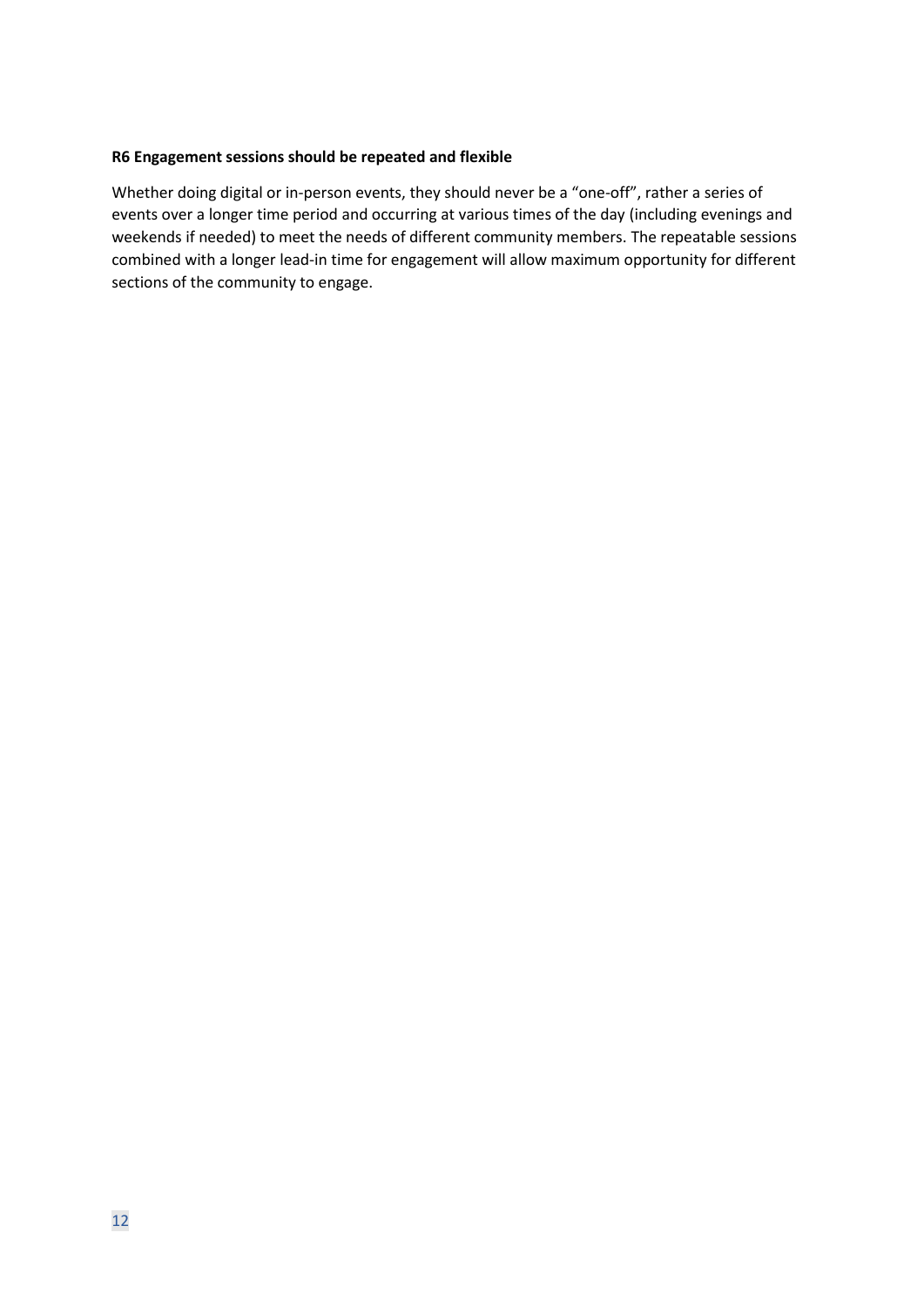**R6 Engagement sessions should be repeated and flexible**

Whether doing digital or in-person events, they should never be a "one-off", rather a series of events over a longer time period and occurring at various times of the day (including evenings and weekends if needed) to meet the needs of different community members. The repeatable sessions combined with a longer lead-in time for engagement will allow maximum opportunity for different sections of the community to engage.